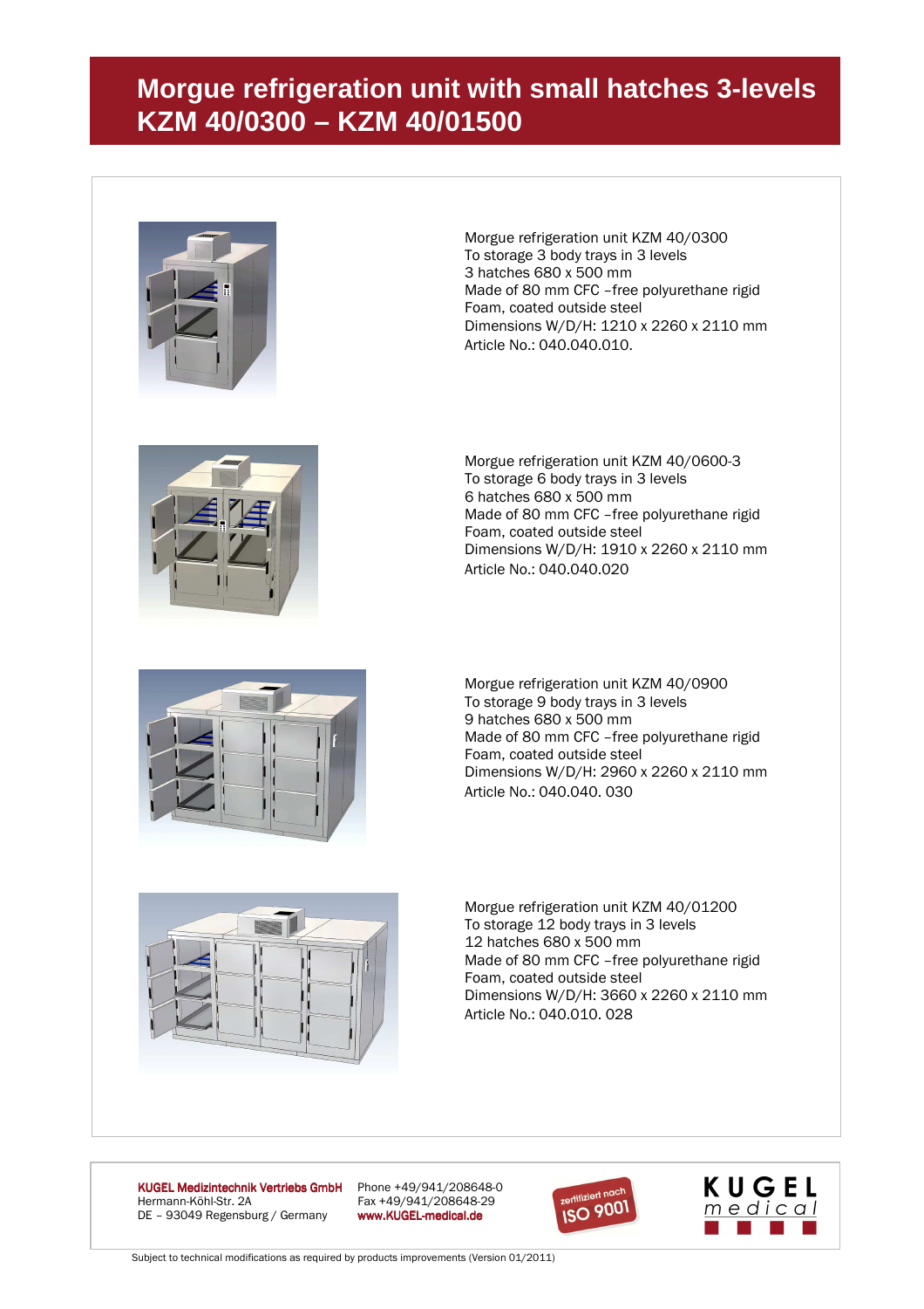# Morgue refrigeration unit with small hatches 3-levels KZM 40/0300 – KZM 40/01500

Morgue refrigeration unit KZM 40/0300
To storage 3 body trays in 3 levels
3 hatches 680 x 500 mm
Made of 80 mm CFC –free polyurethane rigid
Foam, coated outside steel
Dimensions W/D/H: 1210 x 2260 x 2110 mm
Article No.: 040.040.010.

Morgue refrigeration unit KZM 40/0600-3
To storage 6 body trays in 3 levels
6 hatches 680 x 500 mm
Made of 80 mm CFC –free polyurethane rigid
Foam, coated outside steel
Dimensions W/D/H: 1910 x 2260 x 2110 mm
Article No.: 040.040.020

Morgue refrigeration unit KZM 40/0900
To storage 9 body trays in 3 levels
9 hatches 680 x 500 mm
Made of 80 mm CFC –free polyurethane rigid
Foam, coated outside steel
Dimensions W/D/H: 2960 x 2260 x 2110 mm
Article No.: 040.040. 030

Morgue refrigeration unit KZM 40/01200
To storage 12 body trays in 3 levels
12 hatches 680 x 500 mm
Made of 80 mm CFC –free polyurethane rigid
Foam, coated outside steel
Dimensions W/D/H: 3660 x 2260 x 2110 mm
Article No.: 040.010. 028

**KUGEL Medizintechnik Vertriebs GmbH**
Hermann-Köhl-Str. 2A
DE – 93049 Regensburg / Germany

Phone +49/941/208648-0
Fax +49/941/208648-29
**www.KUGEL-medical.de**

zertifiziert nach ISO 9001

KUGEL medical

Subject to technical modifications as required by products improvements (Version 01/2011)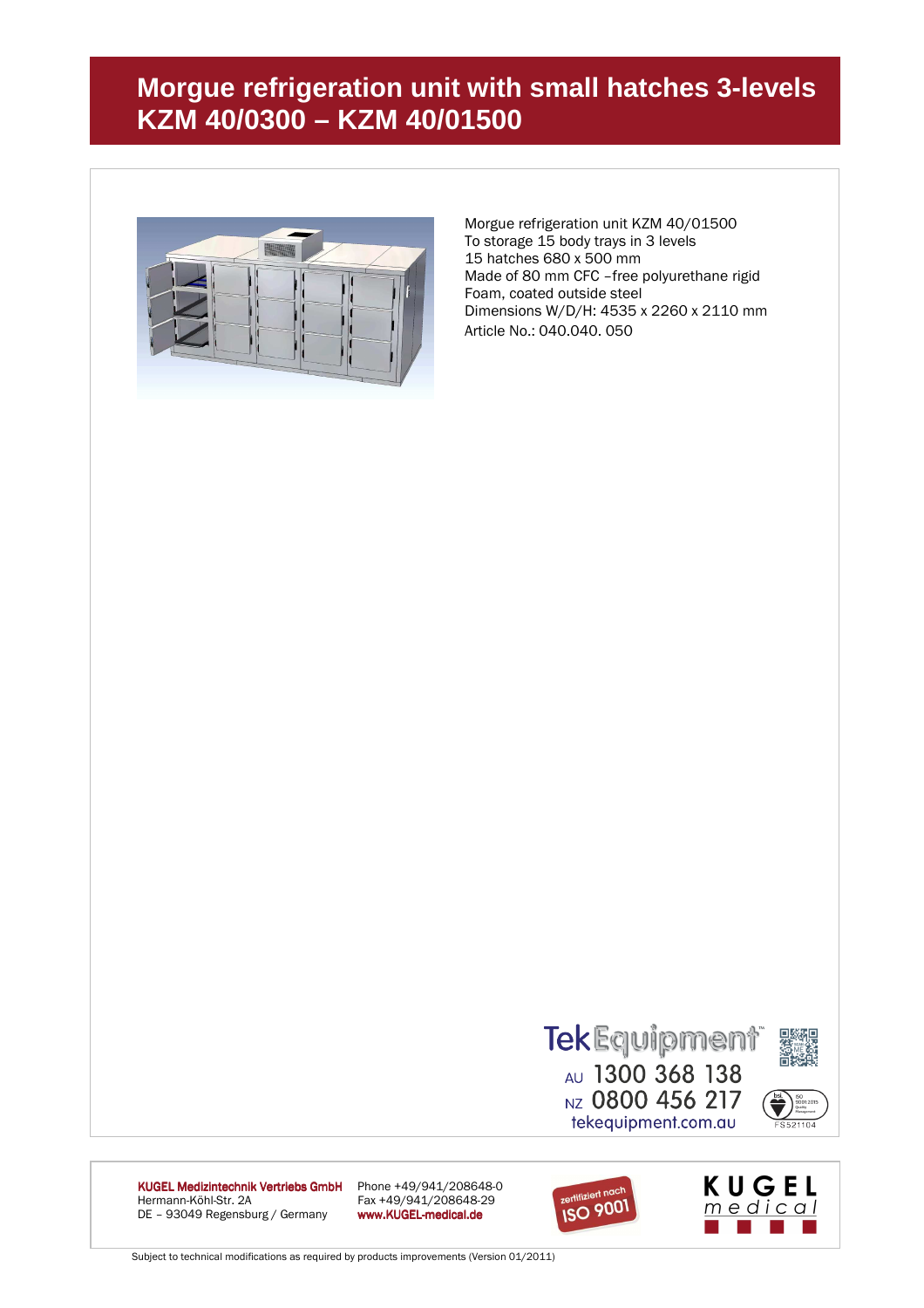# Morgue refrigeration unit with small hatches 3-levels KZM 40/0300 – KZM 40/01500

Morgue refrigeration unit KZM 40/01500
To storage 15 body trays in 3 levels
15 hatches 680 x 500 mm
Made of 80 mm CFC –free polyurethane rigid
Foam, coated outside steel
Dimensions W/D/H: 4535 x 2260 x 2110 mm
Article No.: 040.040. 050

TekEquipment
AU 1300 368 138
NZ 0800 456 217
tekequipment.com.au

**KUGEL Medizintechnik Vertriebs GmbH**
Hermann-Köhl-Str. 2A
DE – 93049 Regensburg / Germany

Phone +49/941/208648-0
Fax +49/941/208648-29
**www.KUGEL-medical.de**

zertifiziert nach ISO 9001

KUGEL medical

Subject to technical modifications as required by products improvements (Version 01/2011)